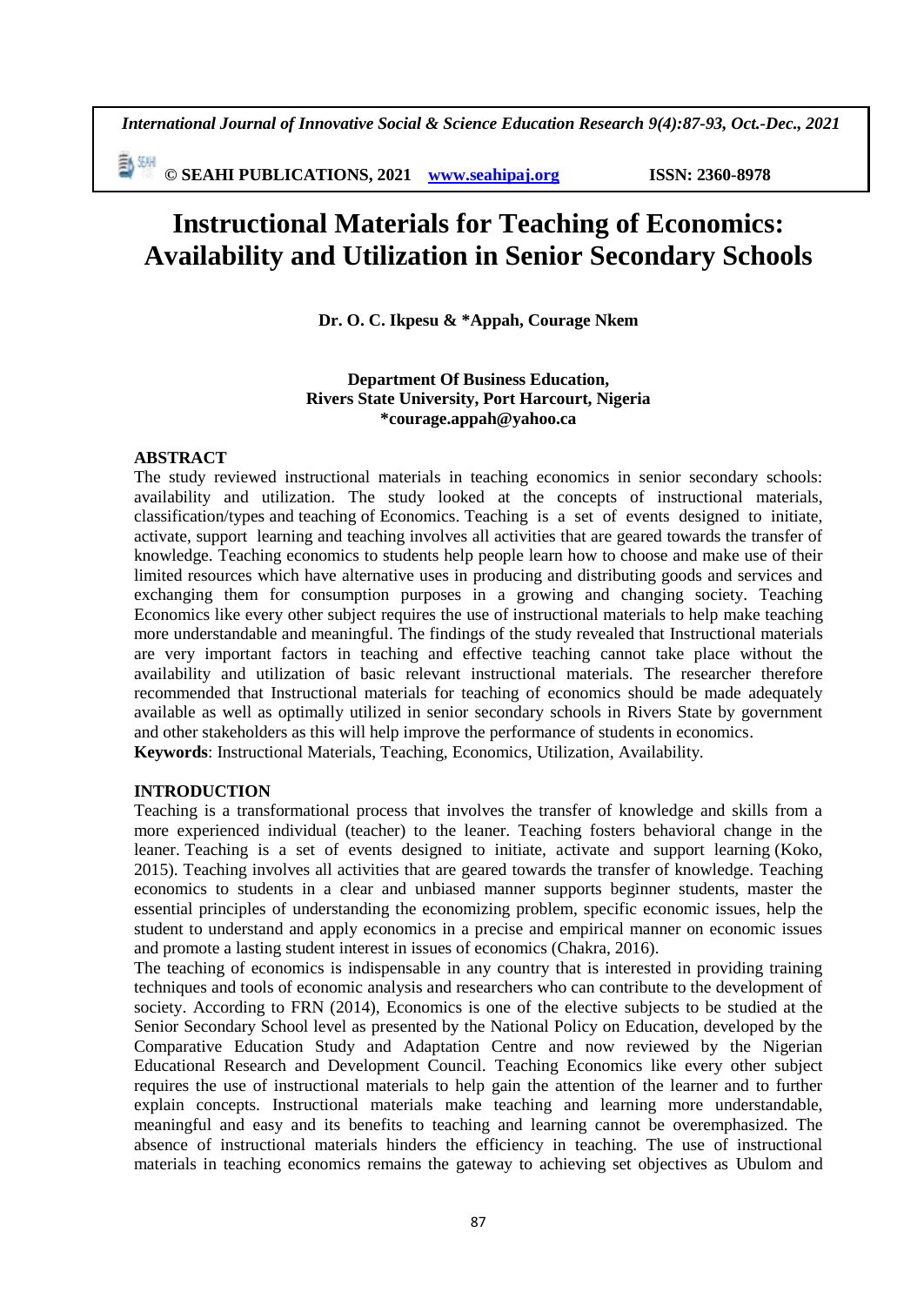# Instructional Materials for Teaching of Economics: Availability and Utilization in Senior Secondary Schools

**Dr. O. C. Ikpesu & *Appah, Courage Nkem**

**Department Of Business Education,**
**Rivers State University, Port Harcourt, Nigeria**
***courage.appah@yahoo.ca**

## ABSTRACT

The study reviewed instructional materials in teaching economics in senior secondary schools: availability and utilization. The study looked at the concepts of instructional materials, classification/types and teaching of Economics. Teaching is a set of events designed to initiate, activate, support learning and teaching involves all activities that are geared towards the transfer of knowledge. Teaching economics to students help people learn how to choose and make use of their limited resources which have alternative uses in producing and distributing goods and services and exchanging them for consumption purposes in a growing and changing society. Teaching Economics like every other subject requires the use of instructional materials to help make teaching more understandable and meaningful. The findings of the study revealed that Instructional materials are very important factors in teaching and effective teaching cannot take place without the availability and utilization of basic relevant instructional materials. The researcher therefore recommended that Instructional materials for teaching of economics should be made adequately available as well as optimally utilized in senior secondary schools in Rivers State by government and other stakeholders as this will help improve the performance of students in economics.

**Keywords**: Instructional Materials, Teaching, Economics, Utilization, Availability.

## INTRODUCTION

Teaching is a transformational process that involves the transfer of knowledge and skills from a more experienced individual (teacher) to the leaner. Teaching fosters behavioral change in the leaner. Teaching is a set of events designed to initiate, activate and support learning (Koko, 2015). Teaching involves all activities that are geared towards the transfer of knowledge. Teaching economics to students in a clear and unbiased manner supports beginner students, master the essential principles of understanding the economizing problem, specific economic issues, help the student to understand and apply economics in a precise and empirical manner on economic issues and promote a lasting student interest in issues of economics (Chakra, 2016).

The teaching of economics is indispensable in any country that is interested in providing training techniques and tools of economic analysis and researchers who can contribute to the development of society. According to FRN (2014), Economics is one of the elective subjects to be studied at the Senior Secondary School level as presented by the National Policy on Education, developed by the Comparative Education Study and Adaptation Centre and now reviewed by the Nigerian Educational Research and Development Council. Teaching Economics like every other subject requires the use of instructional materials to help gain the attention of the learner and to further explain concepts. Instructional materials make teaching and learning more understandable, meaningful and easy and its benefits to teaching and learning cannot be overemphasized. The absence of instructional materials hinders the efficiency in teaching. The use of instructional materials in teaching economics remains the gateway to achieving set objectives as Ubulom and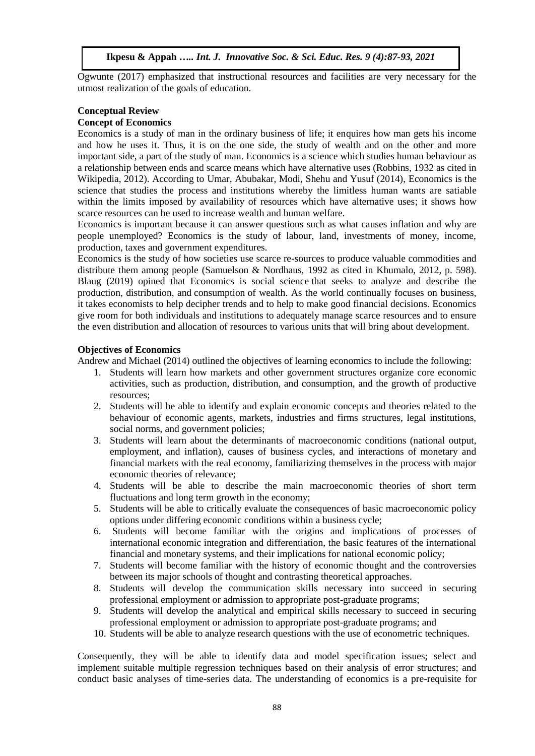Ogwunte (2017) emphasized that instructional resources and facilities are very necessary for the utmost realization of the goals of education.

## Conceptual Review

### Concept of Economics

Economics is a study of man in the ordinary business of life; it enquires how man gets his income and how he uses it. Thus, it is on the one side, the study of wealth and on the other and more important side, a part of the study of man. Economics is a science which studies human behaviour as a relationship between ends and scarce means which have alternative uses (Robbins, 1932 as cited in Wikipedia, 2012). According to Umar, Abubakar, Modi, Shehu and Yusuf (2014), Economics is the science that studies the process and institutions whereby the limitless human wants are satiable within the limits imposed by availability of resources which have alternative uses; it shows how scarce resources can be used to increase wealth and human welfare.

Economics is important because it can answer questions such as what causes inflation and why are people unemployed? Economics is the study of labour, land, investments of money, income, production, taxes and government expenditures.

Economics is the study of how societies use scarce re-sources to produce valuable commodities and distribute them among people (Samuelson & Nordhaus, 1992 as cited in Khumalo, 2012, p. 598). Blaug (2019) opined that Economics is social science that seeks to analyze and describe the production, distribution, and consumption of wealth. As the world continually focuses on business, it takes economists to help decipher trends and to help to make good financial decisions. Economics give room for both individuals and institutions to adequately manage scarce resources and to ensure the even distribution and allocation of resources to various units that will bring about development.

### Objectives of Economics

Andrew and Michael (2014) outlined the objectives of learning economics to include the following:

1. Students will learn how markets and other government structures organize core economic activities, such as production, distribution, and consumption, and the growth of productive resources;
2. Students will be able to identify and explain economic concepts and theories related to the behaviour of economic agents, markets, industries and firms structures, legal institutions, social norms, and government policies;
3. Students will learn about the determinants of macroeconomic conditions (national output, employment, and inflation), causes of business cycles, and interactions of monetary and financial markets with the real economy, familiarizing themselves in the process with major economic theories of relevance;
4. Students will be able to describe the main macroeconomic theories of short term fluctuations and long term growth in the economy;
5. Students will be able to critically evaluate the consequences of basic macroeconomic policy options under differing economic conditions within a business cycle;
6. Students will become familiar with the origins and implications of processes of international economic integration and differentiation, the basic features of the international financial and monetary systems, and their implications for national economic policy;
7. Students will become familiar with the history of economic thought and the controversies between its major schools of thought and contrasting theoretical approaches.
8. Students will develop the communication skills necessary into succeed in securing professional employment or admission to appropriate post-graduate programs;
9. Students will develop the analytical and empirical skills necessary to succeed in securing professional employment or admission to appropriate post-graduate programs; and
10. Students will be able to analyze research questions with the use of econometric techniques.

Consequently, they will be able to identify data and model specification issues; select and implement suitable multiple regression techniques based on their analysis of error structures; and conduct basic analyses of time-series data. The understanding of economics is a pre-requisite for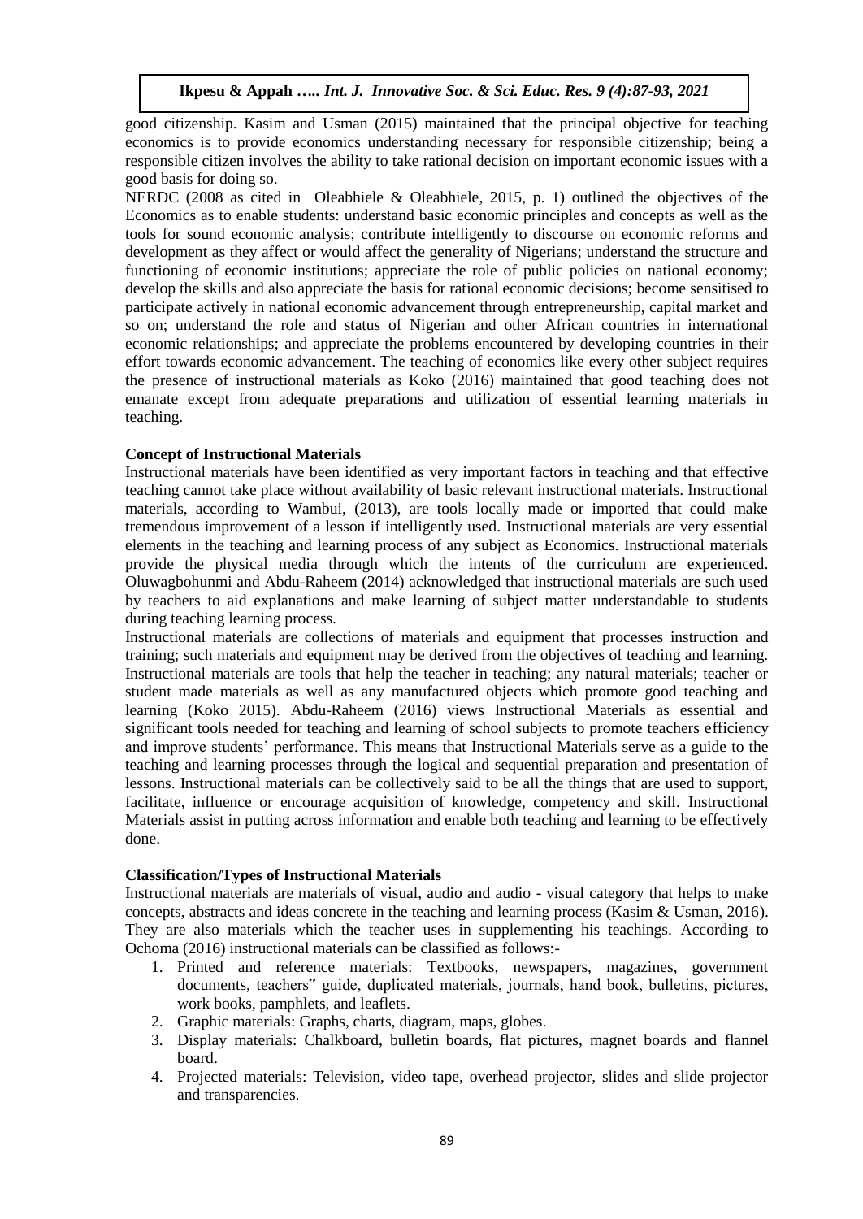good citizenship. Kasim and Usman (2015) maintained that the principal objective for teaching economics is to provide economics understanding necessary for responsible citizenship; being a responsible citizen involves the ability to take rational decision on important economic issues with a good basis for doing so.

NERDC (2008 as cited in Oleabhiele & Oleabhiele, 2015, p. 1) outlined the objectives of the Economics as to enable students: understand basic economic principles and concepts as well as the tools for sound economic analysis; contribute intelligently to discourse on economic reforms and development as they affect or would affect the generality of Nigerians; understand the structure and functioning of economic institutions; appreciate the role of public policies on national economy; develop the skills and also appreciate the basis for rational economic decisions; become sensitised to participate actively in national economic advancement through entrepreneurship, capital market and so on; understand the role and status of Nigerian and other African countries in international economic relationships; and appreciate the problems encountered by developing countries in their effort towards economic advancement. The teaching of economics like every other subject requires the presence of instructional materials as Koko (2016) maintained that good teaching does not emanate except from adequate preparations and utilization of essential learning materials in teaching.

**Concept of Instructional Materials**

Instructional materials have been identified as very important factors in teaching and that effective teaching cannot take place without availability of basic relevant instructional materials. Instructional materials, according to Wambui, (2013), are tools locally made or imported that could make tremendous improvement of a lesson if intelligently used. Instructional materials are very essential elements in the teaching and learning process of any subject as Economics. Instructional materials provide the physical media through which the intents of the curriculum are experienced. Oluwagbohunmi and Abdu-Raheem (2014) acknowledged that instructional materials are such used by teachers to aid explanations and make learning of subject matter understandable to students during teaching learning process.

Instructional materials are collections of materials and equipment that processes instruction and training; such materials and equipment may be derived from the objectives of teaching and learning. Instructional materials are tools that help the teacher in teaching; any natural materials; teacher or student made materials as well as any manufactured objects which promote good teaching and learning (Koko 2015). Abdu-Raheem (2016) views Instructional Materials as essential and significant tools needed for teaching and learning of school subjects to promote teachers efficiency and improve students' performance. This means that Instructional Materials serve as a guide to the teaching and learning processes through the logical and sequential preparation and presentation of lessons. Instructional materials can be collectively said to be all the things that are used to support, facilitate, influence or encourage acquisition of knowledge, competency and skill. Instructional Materials assist in putting across information and enable both teaching and learning to be effectively done.

**Classification/Types of Instructional Materials**

Instructional materials are materials of visual, audio and audio - visual category that helps to make concepts, abstracts and ideas concrete in the teaching and learning process (Kasim & Usman, 2016). They are also materials which the teacher uses in supplementing his teachings. According to Ochoma (2016) instructional materials can be classified as follows:-

1. Printed and reference materials: Textbooks, newspapers, magazines, government documents, teachers" guide, duplicated materials, journals, hand book, bulletins, pictures, work books, pamphlets, and leaflets.
2. Graphic materials: Graphs, charts, diagram, maps, globes.
3. Display materials: Chalkboard, bulletin boards, flat pictures, magnet boards and flannel board.
4. Projected materials: Television, video tape, overhead projector, slides and slide projector and transparencies.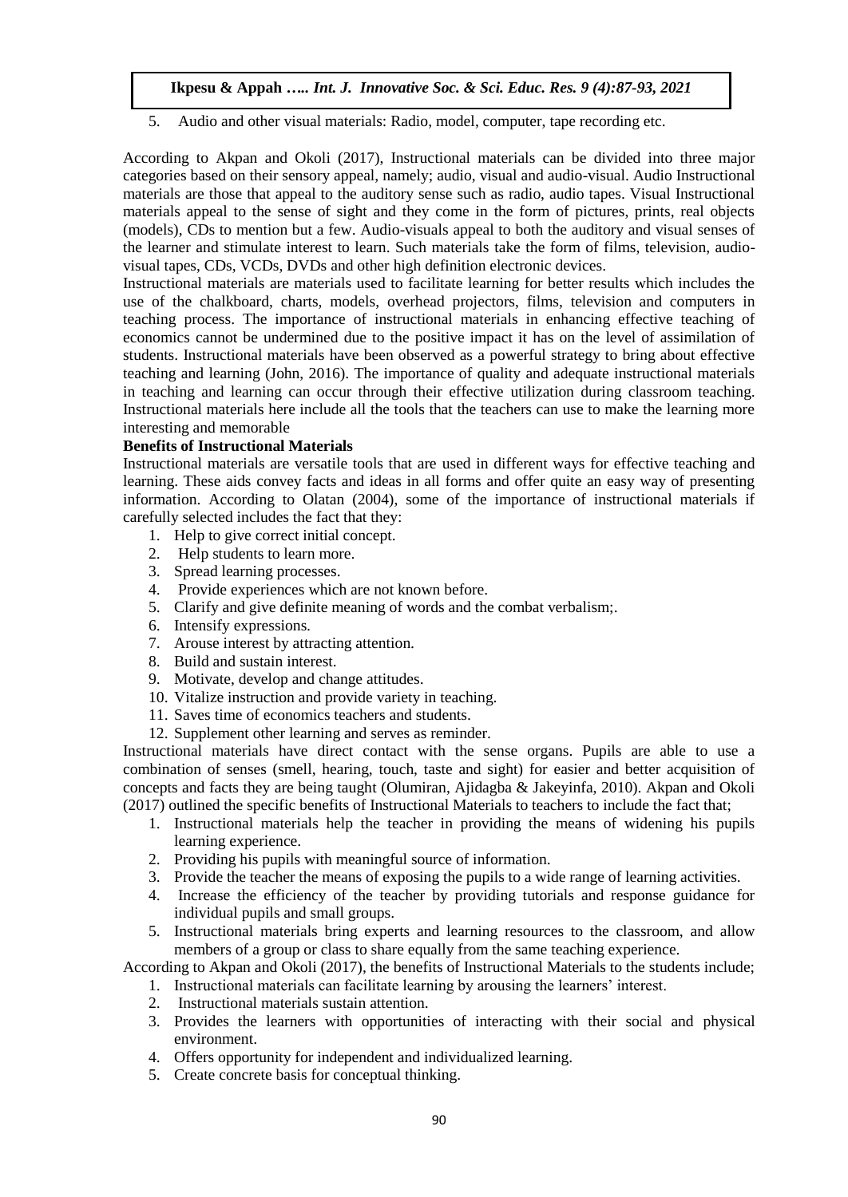5. Audio and other visual materials: Radio, model, computer, tape recording etc.

According to Akpan and Okoli (2017), Instructional materials can be divided into three major categories based on their sensory appeal, namely; audio, visual and audio-visual. Audio Instructional materials are those that appeal to the auditory sense such as radio, audio tapes. Visual Instructional materials appeal to the sense of sight and they come in the form of pictures, prints, real objects (models), CDs to mention but a few. Audio-visuals appeal to both the auditory and visual senses of the learner and stimulate interest to learn. Such materials take the form of films, television, audio-visual tapes, CDs, VCDs, DVDs and other high definition electronic devices.

Instructional materials are materials used to facilitate learning for better results which includes the use of the chalkboard, charts, models, overhead projectors, films, television and computers in teaching process. The importance of instructional materials in enhancing effective teaching of economics cannot be undermined due to the positive impact it has on the level of assimilation of students. Instructional materials have been observed as a powerful strategy to bring about effective teaching and learning (John, 2016). The importance of quality and adequate instructional materials in teaching and learning can occur through their effective utilization during classroom teaching. Instructional materials here include all the tools that the teachers can use to make the learning more interesting and memorable

**Benefits of Instructional Materials**

Instructional materials are versatile tools that are used in different ways for effective teaching and learning. These aids convey facts and ideas in all forms and offer quite an easy way of presenting information. According to Olatan (2004), some of the importance of instructional materials if carefully selected includes the fact that they:

1. Help to give correct initial concept.
2. Help students to learn more.
3. Spread learning processes.
4. Provide experiences which are not known before.
5. Clarify and give definite meaning of words and the combat verbalism;.
6. Intensify expressions.
7. Arouse interest by attracting attention.
8. Build and sustain interest.
9. Motivate, develop and change attitudes.
10. Vitalize instruction and provide variety in teaching.
11. Saves time of economics teachers and students.
12. Supplement other learning and serves as reminder.

Instructional materials have direct contact with the sense organs. Pupils are able to use a combination of senses (smell, hearing, touch, taste and sight) for easier and better acquisition of concepts and facts they are being taught (Olumiran, Ajidagba & Jakeyinfa, 2010). Akpan and Okoli (2017) outlined the specific benefits of Instructional Materials to teachers to include the fact that;

1. Instructional materials help the teacher in providing the means of widening his pupils learning experience.
2. Providing his pupils with meaningful source of information.
3. Provide the teacher the means of exposing the pupils to a wide range of learning activities.
4. Increase the efficiency of the teacher by providing tutorials and response guidance for individual pupils and small groups.
5. Instructional materials bring experts and learning resources to the classroom, and allow members of a group or class to share equally from the same teaching experience.

According to Akpan and Okoli (2017), the benefits of Instructional Materials to the students include;

1. Instructional materials can facilitate learning by arousing the learners' interest.
2. Instructional materials sustain attention.
3. Provides the learners with opportunities of interacting with their social and physical environment.
4. Offers opportunity for independent and individualized learning.
5. Create concrete basis for conceptual thinking.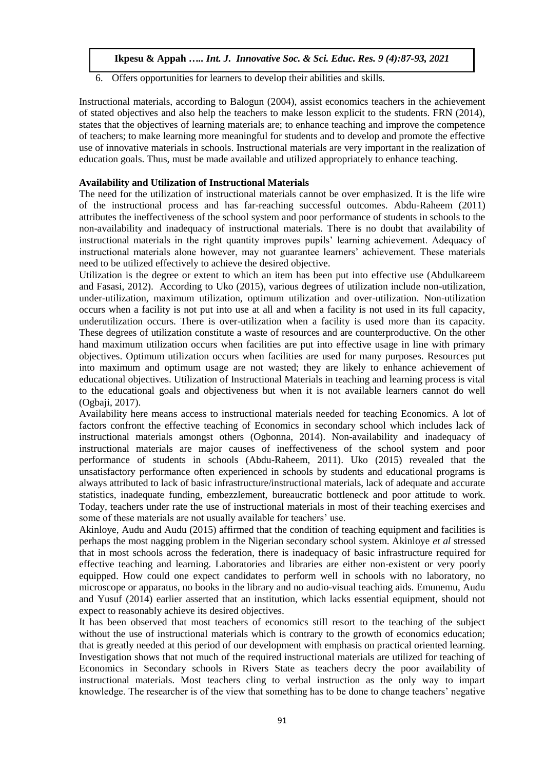6. Offers opportunities for learners to develop their abilities and skills.

Instructional materials, according to Balogun (2004), assist economics teachers in the achievement of stated objectives and also help the teachers to make lesson explicit to the students. FRN (2014), states that the objectives of learning materials are; to enhance teaching and improve the competence of teachers; to make learning more meaningful for students and to develop and promote the effective use of innovative materials in schools. Instructional materials are very important in the realization of education goals. Thus, must be made available and utilized appropriately to enhance teaching.

**Availability and Utilization of Instructional Materials**

The need for the utilization of instructional materials cannot be over emphasized. It is the life wire of the instructional process and has far-reaching successful outcomes. Abdu-Raheem (2011) attributes the ineffectiveness of the school system and poor performance of students in schools to the non-availability and inadequacy of instructional materials. There is no doubt that availability of instructional materials in the right quantity improves pupils' learning achievement. Adequacy of instructional materials alone however, may not guarantee learners' achievement. These materials need to be utilized effectively to achieve the desired objective.

Utilization is the degree or extent to which an item has been put into effective use (Abdulkareem and Fasasi, 2012). According to Uko (2015), various degrees of utilization include non-utilization, under-utilization, maximum utilization, optimum utilization and over-utilization. Non-utilization occurs when a facility is not put into use at all and when a facility is not used in its full capacity, underutilization occurs. There is over-utilization when a facility is used more than its capacity. These degrees of utilization constitute a waste of resources and are counterproductive. On the other hand maximum utilization occurs when facilities are put into effective usage in line with primary objectives. Optimum utilization occurs when facilities are used for many purposes. Resources put into maximum and optimum usage are not wasted; they are likely to enhance achievement of educational objectives. Utilization of Instructional Materials in teaching and learning process is vital to the educational goals and objectiveness but when it is not available learners cannot do well (Ogbaji, 2017).

Availability here means access to instructional materials needed for teaching Economics. A lot of factors confront the effective teaching of Economics in secondary school which includes lack of instructional materials amongst others (Ogbonna, 2014). Non-availability and inadequacy of instructional materials are major causes of ineffectiveness of the school system and poor performance of students in schools (Abdu-Raheem, 2011). Uko (2015) revealed that the unsatisfactory performance often experienced in schools by students and educational programs is always attributed to lack of basic infrastructure/instructional materials, lack of adequate and accurate statistics, inadequate funding, embezzlement, bureaucratic bottleneck and poor attitude to work. Today, teachers under rate the use of instructional materials in most of their teaching exercises and some of these materials are not usually available for teachers' use.

Akinloye, Audu and Audu (2015) affirmed that the condition of teaching equipment and facilities is perhaps the most nagging problem in the Nigerian secondary school system. Akinloye *et al* stressed that in most schools across the federation, there is inadequacy of basic infrastructure required for effective teaching and learning. Laboratories and libraries are either non-existent or very poorly equipped. How could one expect candidates to perform well in schools with no laboratory, no microscope or apparatus, no books in the library and no audio-visual teaching aids. Emunemu, Audu and Yusuf (2014) earlier asserted that an institution, which lacks essential equipment, should not expect to reasonably achieve its desired objectives.

It has been observed that most teachers of economics still resort to the teaching of the subject without the use of instructional materials which is contrary to the growth of economics education; that is greatly needed at this period of our development with emphasis on practical oriented learning. Investigation shows that not much of the required instructional materials are utilized for teaching of Economics in Secondary schools in Rivers State as teachers decry the poor availability of instructional materials. Most teachers cling to verbal instruction as the only way to impart knowledge. The researcher is of the view that something has to be done to change teachers' negative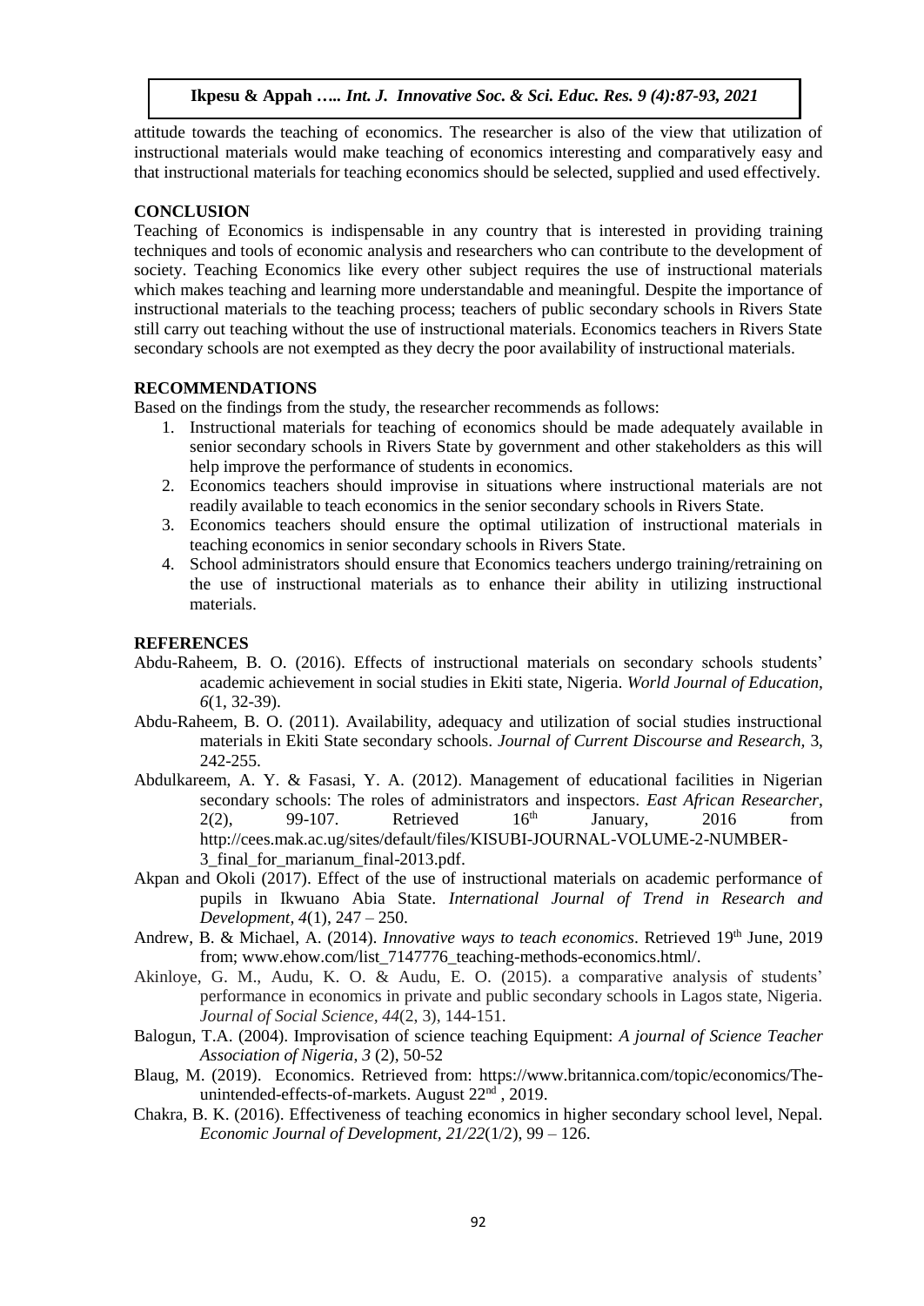attitude towards the teaching of economics. The researcher is also of the view that utilization of instructional materials would make teaching of economics interesting and comparatively easy and that instructional materials for teaching economics should be selected, supplied and used effectively.

## CONCLUSION

Teaching of Economics is indispensable in any country that is interested in providing training techniques and tools of economic analysis and researchers who can contribute to the development of society. Teaching Economics like every other subject requires the use of instructional materials which makes teaching and learning more understandable and meaningful. Despite the importance of instructional materials to the teaching process; teachers of public secondary schools in Rivers State still carry out teaching without the use of instructional materials. Economics teachers in Rivers State secondary schools are not exempted as they decry the poor availability of instructional materials.

## RECOMMENDATIONS

Based on the findings from the study, the researcher recommends as follows:

1. Instructional materials for teaching of economics should be made adequately available in senior secondary schools in Rivers State by government and other stakeholders as this will help improve the performance of students in economics.
2. Economics teachers should improvise in situations where instructional materials are not readily available to teach economics in the senior secondary schools in Rivers State.
3. Economics teachers should ensure the optimal utilization of instructional materials in teaching economics in senior secondary schools in Rivers State.
4. School administrators should ensure that Economics teachers undergo training/retraining on the use of instructional materials as to enhance their ability in utilizing instructional materials.

## REFERENCES

Abdu-Raheem, B. O. (2016). Effects of instructional materials on secondary schools students' academic achievement in social studies in Ekiti state, Nigeria. *World Journal of Education, 6*(1, 32-39).

Abdu-Raheem, B. O. (2011). Availability, adequacy and utilization of social studies instructional materials in Ekiti State secondary schools. *Journal of Current Discourse and Research,* 3, 242-255.

Abdulkareem, A. Y. & Fasasi, Y. A. (2012). Management of educational facilities in Nigerian secondary schools: The roles of administrators and inspectors. *East African Researcher*, 2(2), 99-107. Retrieved 16th January, 2016 from http://cees.mak.ac.ug/sites/default/files/KISUBI-JOURNAL-VOLUME-2-NUMBER-3_final_for_marianum_final-2013.pdf.

Akpan and Okoli (2017). Effect of the use of instructional materials on academic performance of pupils in Ikwuano Abia State. *International Journal of Trend in Research and Development*, *4*(1), 247 – 250.

Andrew, B. & Michael, A. (2014). *Innovative ways to teach economics*. Retrieved 19th June, 2019 from; www.ehow.com/list_7147776_teaching-methods-economics.html/.

Akinloye, G. M., Audu, K. O. & Audu, E. O. (2015). a comparative analysis of students' performance in economics in private and public secondary schools in Lagos state, Nigeria. *Journal of Social Science*, *44*(2, 3), 144-151.

Balogun, T.A. (2004). Improvisation of science teaching Equipment: *A journal of Science Teacher Association of Nigeria*, *3* (2), 50-52

Blaug, M. (2019). Economics. Retrieved from: https://www.britannica.com/topic/economics/The-unintended-effects-of-markets. August 22nd , 2019.

Chakra, B. K. (2016). Effectiveness of teaching economics in higher secondary school level, Nepal. *Economic Journal of Development*, *21/22*(1/2), 99 – 126.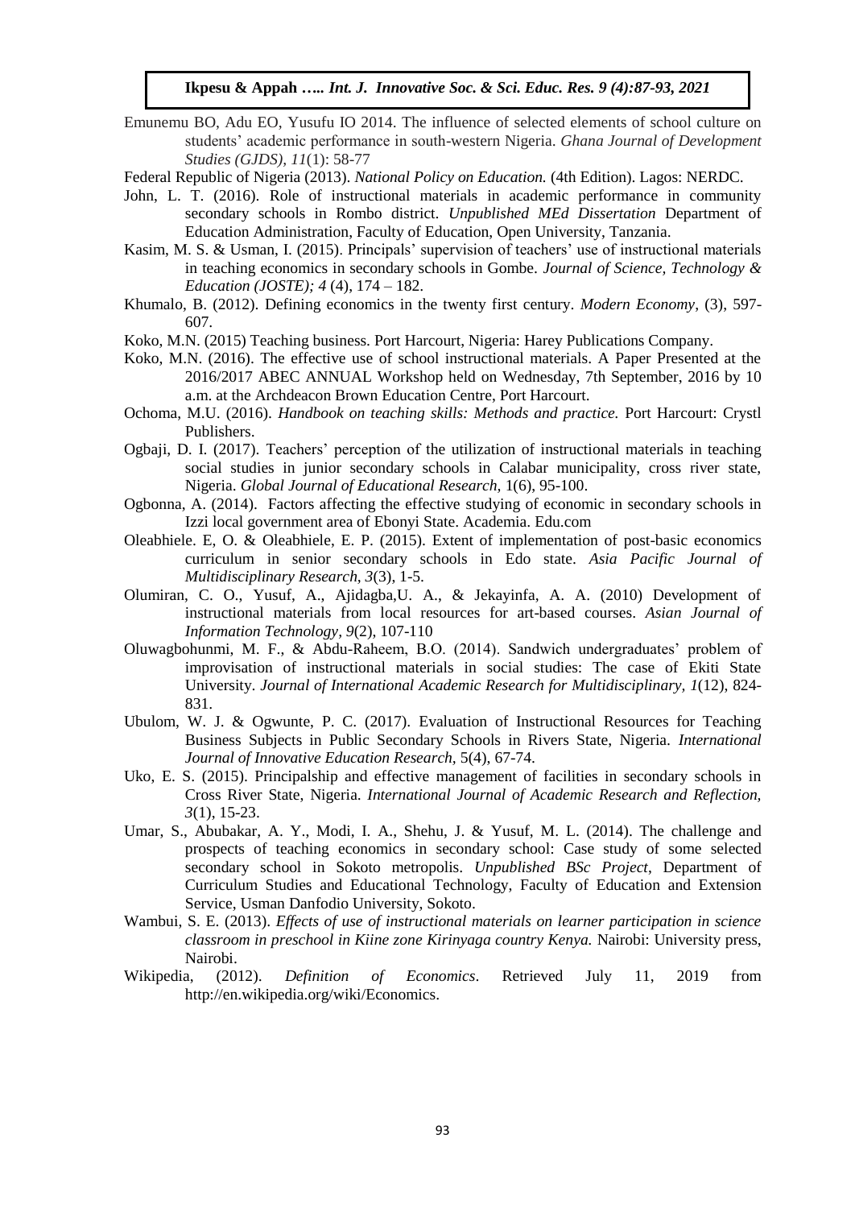Emunemu BO, Adu EO, Yusufu IO 2014. The influence of selected elements of school culture on students' academic performance in south-western Nigeria. *Ghana Journal of Development Studies (GJDS), 11*(1): 58-77

Federal Republic of Nigeria (2013). *National Policy on Education.* (4th Edition). Lagos: NERDC.

John, L. T. (2016). Role of instructional materials in academic performance in community secondary schools in Rombo district. *Unpublished MEd Dissertation* Department of Education Administration, Faculty of Education, Open University, Tanzania.

Kasim, M. S. & Usman, I. (2015). Principals' supervision of teachers' use of instructional materials in teaching economics in secondary schools in Gombe. *Journal of Science, Technology & Education (JOSTE); 4* (4), 174 – 182.

Khumalo, B. (2012). Defining economics in the twenty first century. *Modern Economy*, (3), 597-607.

Koko, M.N. (2015) Teaching business. Port Harcourt, Nigeria: Harey Publications Company.

Koko, M.N. (2016). The effective use of school instructional materials. A Paper Presented at the 2016/2017 ABEC ANNUAL Workshop held on Wednesday, 7th September, 2016 by 10 a.m. at the Archdeacon Brown Education Centre, Port Harcourt.

Ochoma, M.U. (2016). *Handbook on teaching skills: Methods and practice.* Port Harcourt: Crystl Publishers.

Ogbaji, D. I. (2017). Teachers' perception of the utilization of instructional materials in teaching social studies in junior secondary schools in Calabar municipality, cross river state, Nigeria. *Global Journal of Educational Research,* 1(6), 95-100.

Ogbonna, A. (2014). Factors affecting the effective studying of economic in secondary schools in Izzi local government area of Ebonyi State. Academia. Edu.com

Oleabhiele. E, O. & Oleabhiele, E. P. (2015). Extent of implementation of post-basic economics curriculum in senior secondary schools in Edo state. *Asia Pacific Journal of Multidisciplinary Research, 3*(3), 1-5.

Olumiran, C. O., Yusuf, A., Ajidagba,U. A., & Jekayinfa, A. A. (2010) Development of instructional materials from local resources for art-based courses. *Asian Journal of Information Technology, 9*(2), 107-110

Oluwagbohunmi, M. F., & Abdu-Raheem, B.O. (2014). Sandwich undergraduates' problem of improvisation of instructional materials in social studies: The case of Ekiti State University. *Journal of International Academic Research for Multidisciplinary, 1*(12), 824-831.

Ubulom, W. J. & Ogwunte, P. C. (2017). Evaluation of Instructional Resources for Teaching Business Subjects in Public Secondary Schools in Rivers State, Nigeria. *International Journal of Innovative Education Research,* 5(4), 67-74.

Uko, E. S. (2015). Principalship and effective management of facilities in secondary schools in Cross River State, Nigeria. *International Journal of Academic Research and Reflection, 3*(1), 15-23.

Umar, S., Abubakar, A. Y., Modi, I. A., Shehu, J. & Yusuf, M. L. (2014). The challenge and prospects of teaching economics in secondary school: Case study of some selected secondary school in Sokoto metropolis. *Unpublished BSc Project*, Department of Curriculum Studies and Educational Technology, Faculty of Education and Extension Service, Usman Danfodio University, Sokoto.

Wambui, S. E. (2013). *Effects of use of instructional materials on learner participation in science classroom in preschool in Kiine zone Kirinyaga country Kenya.* Nairobi: University press, Nairobi.

Wikipedia, (2012). *Definition of Economics*. Retrieved July 11, 2019 from http://en.wikipedia.org/wiki/Economics.